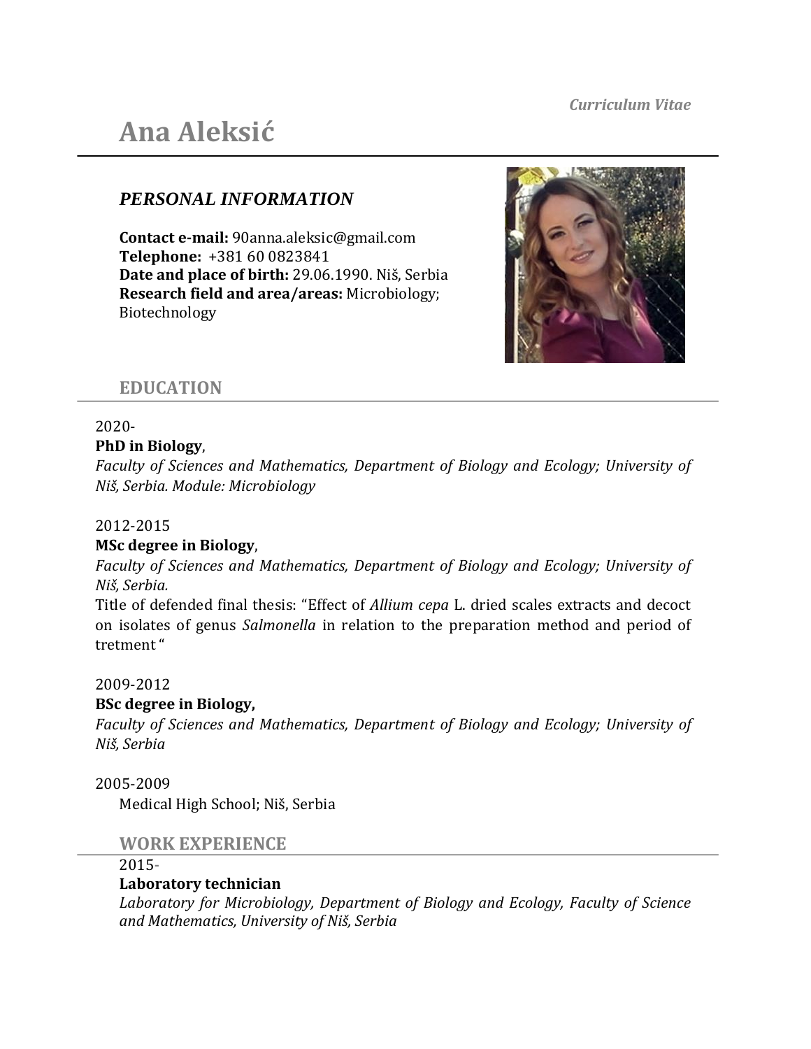*Curriculum Vitae*

# Ana Aleksić

## *PERSONAL INFORMATION*

**Contact e-mail:** 90anna.aleksic@gmail.com
**Telephone:** +381 60 0823841
**Date and place of birth:** 29.06.1990. Niš, Serbia
**Research field and area/areas:** Microbiology; Biotechnology

## EDUCATION

2020-
**PhD in Biology**,
*Faculty of Sciences and Mathematics, Department of Biology and Ecology; University of Niš, Serbia. Module: Microbiology*

2012-2015
**MSc degree in Biology**,
*Faculty of Sciences and Mathematics, Department of Biology and Ecology; University of Niš, Serbia.*
Title of defended final thesis: "Effect of *Allium cepa* L. dried scales extracts and decoct on isolates of genus *Salmonella* in relation to the preparation method and period of tretment "

2009-2012
**BSc degree in Biology,**
*Faculty of Sciences and Mathematics, Department of Biology and Ecology; University of Niš, Serbia*

2005-2009
Medical High School; Niš, Serbia

## WORK EXPERIENCE

2015-
**Laboratory technician**
*Laboratory for Microbiology, Department of Biology and Ecology, Faculty of Science and Mathematics, University of Niš, Serbia*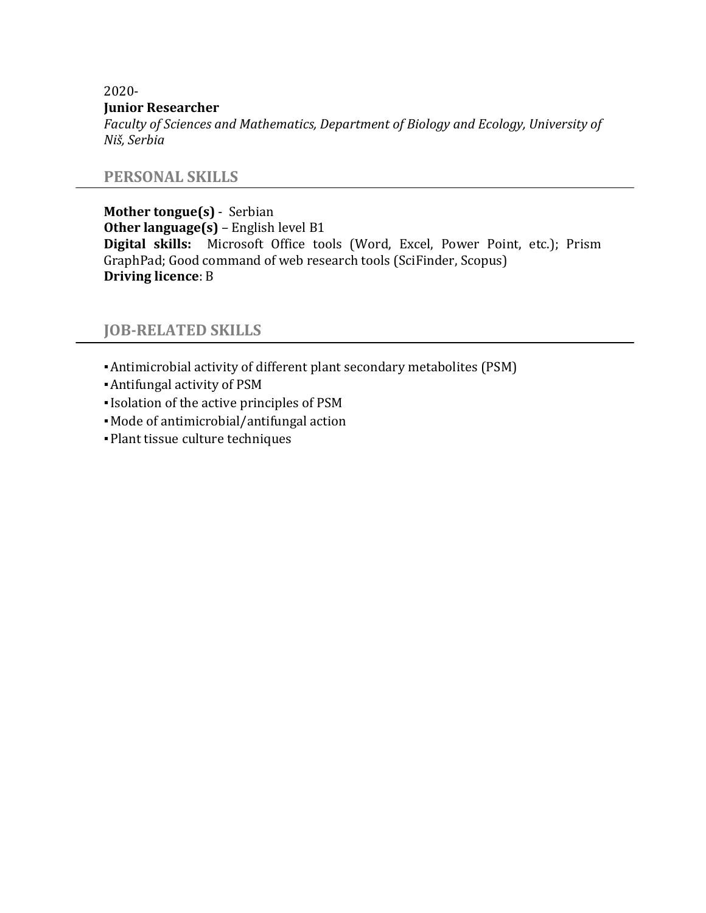2020-

**Junior Researcher**

*Faculty of Sciences and Mathematics, Department of Biology and Ecology, University of Niš, Serbia*

## PERSONAL SKILLS

**Mother tongue(s)** - Serbian
**Other language(s)** – English level B1
**Digital skills:** Microsoft Office tools (Word, Excel, Power Point, etc.); Prism GraphPad; Good command of web research tools (SciFinder, Scopus)
**Driving licence**: B

## JOB-RELATED SKILLS

- Antimicrobial activity of different plant secondary metabolites (PSM)
- Antifungal activity of PSM
- Isolation of the active principles of PSM
- Mode of antimicrobial/antifungal action
- Plant tissue culture techniques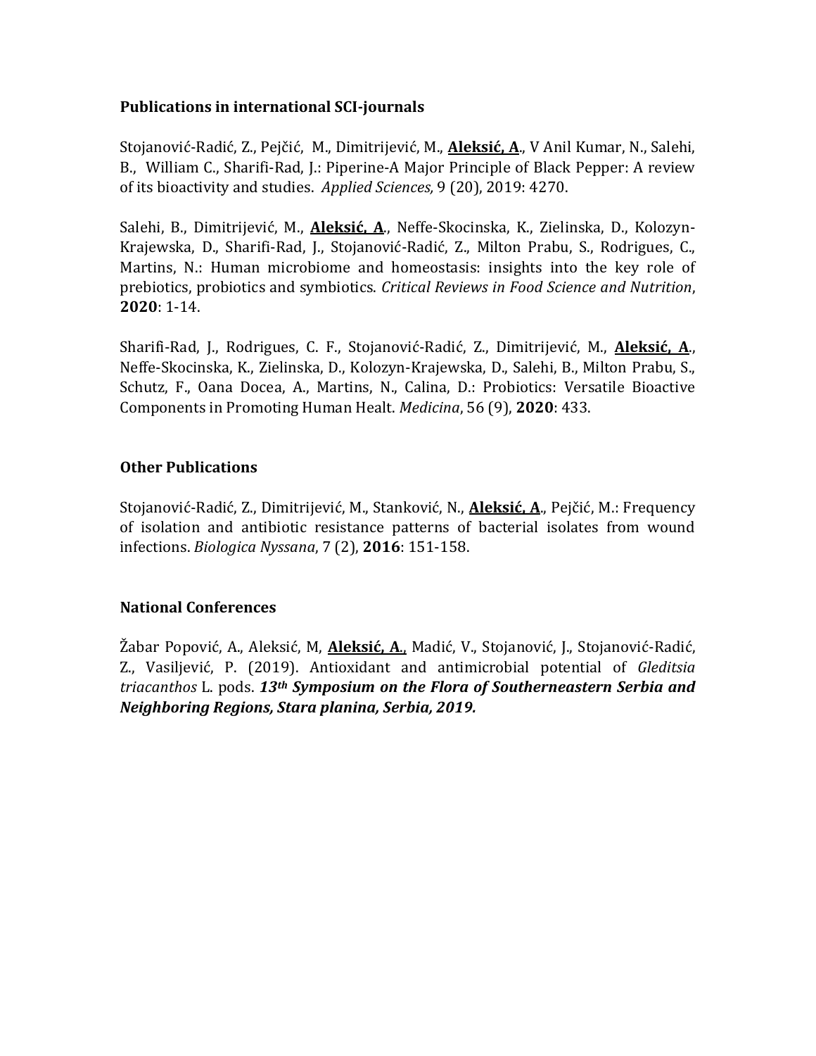### Publications in international SCI-journals

Stojanović-Radić, Z., Pejčić, M., Dimitrijević, M., **Aleksić, A**., V Anil Kumar, N., Salehi, B., William C., Sharifi-Rad, J.: Piperine-A Major Principle of Black Pepper: A review of its bioactivity and studies. *Applied Sciences,* 9 (20), 2019: 4270.

Salehi, B., Dimitrijević, M., **Aleksić, A**., Neffe-Skocinska, K., Zielinska, D., Kolozyn-Krajewska, D., Sharifi-Rad, J., Stojanović-Radić, Z., Milton Prabu, S., Rodrigues, C., Martins, N.: Human microbiome and homeostasis: insights into the key role of prebiotics, probiotics and symbiotics. *Critical Reviews in Food Science and Nutrition*, **2020**: 1-14.

Sharifi-Rad, J., Rodrigues, C. F., Stojanović-Radić, Z., Dimitrijević, M., **Aleksić, A**., Neffe-Skocinska, K., Zielinska, D., Kolozyn-Krajewska, D., Salehi, B., Milton Prabu, S., Schutz, F., Oana Docea, A., Martins, N., Calina, D.: Probiotics: Versatile Bioactive Components in Promoting Human Healt. *Medicina*, 56 (9), **2020**: 433.

### Other Publications

Stojanović-Radić, Z., Dimitrijević, M., Stanković, N., **Aleksić, A**., Pejčić, M.: Frequency of isolation and antibiotic resistance patterns of bacterial isolates from wound infections. *Biologica Nyssana*, 7 (2), **2016**: 151-158.

### National Conferences

Žabar Popović, A., Aleksić, M, **Aleksić, A.**, Madić, V., Stojanović, J., Stojanović-Radić, Z., Vasiljević, P. (2019). Antioxidant and antimicrobial potential of *Gleditsia triacanthos* L. pods. ***13th Symposium on the Flora of Southerneastern Serbia and Neighboring Regions, Stara planina, Serbia, 2019.***